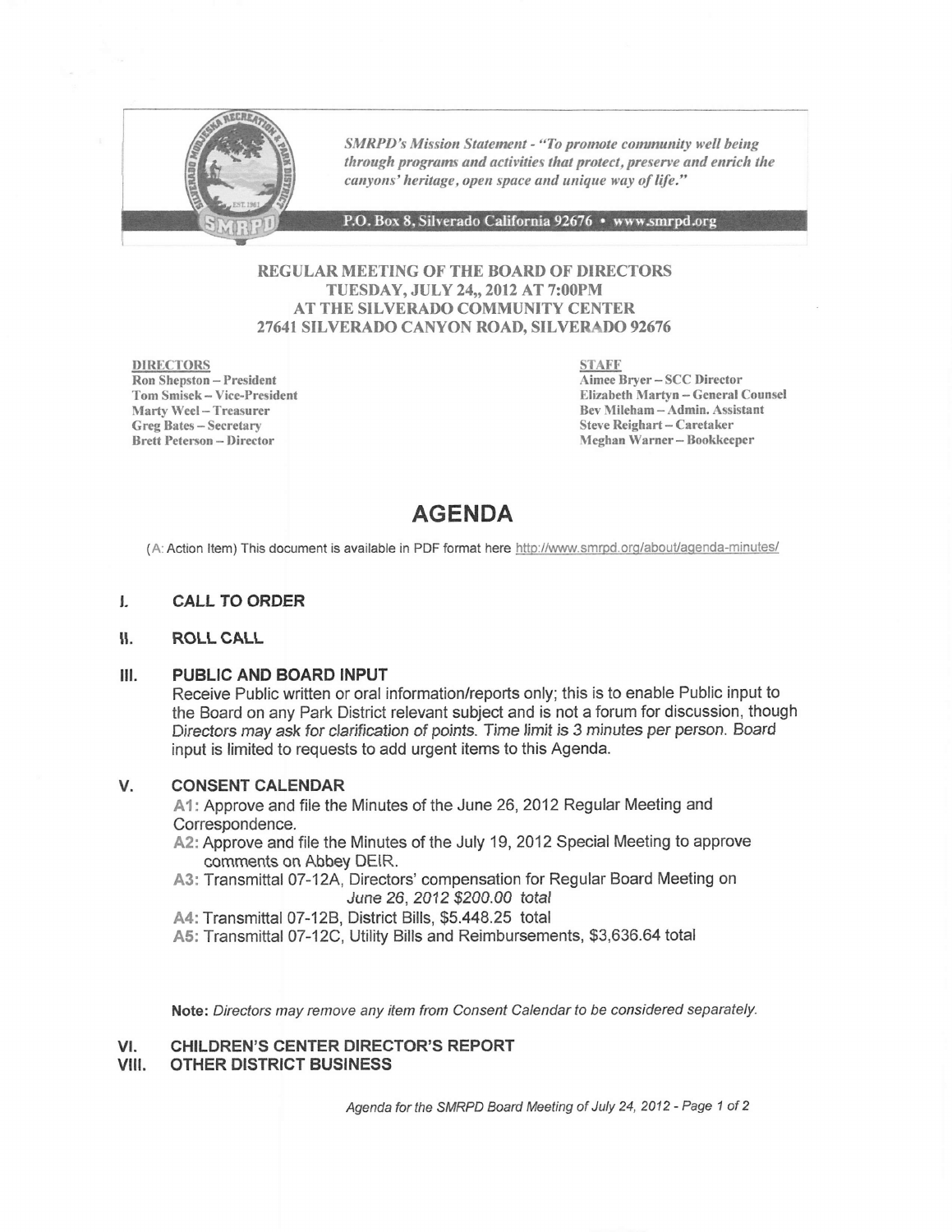*SMRPD's Mission Statement - "To promote community well being through programs and activities that protect, preserve and enrich the canyons' heritage, open space and unique way of life."*

P.O. Box 8, Silverado California 92676 • www.smrpd.org

**REGULAR MEETING OF THE BOARD OF DIRECTORS**
**TUESDAY, JULY 24,, 2012 AT 7:00PM**
**AT THE SILVERADO COMMUNITY CENTER**
**27641 SILVERADO CANYON ROAD, SILVERADO 92676**

**DIRECTORS**
Ron Shepston – President
Tom Smisek – Vice-President
Marty Weel – Treasurer
Greg Bates – Secretary
Brett Peterson – Director

**STAFF**
Aimee Bryer – SCC Director
Elizabeth Martyn – General Counsel
Bev Mileham – Admin. Assistant
Steve Reighart – Caretaker
Meghan Warner – Bookkeeper

# AGENDA

(A: Action Item) This document is available in PDF format here http://www.smrpd.org/about/agenda-minutes/

## I. CALL TO ORDER

## II. ROLL CALL

## III. PUBLIC AND BOARD INPUT

Receive Public written or oral information/reports only; this is to enable Public input to the Board on any Park District relevant subject and is not a forum for discussion, though *Directors may ask for clarification of points. Time limit is 3 minutes per person.* Board input is limited to requests to add urgent items to this Agenda.

## V. CONSENT CALENDAR

A1: Approve and file the Minutes of the June 26, 2012 Regular Meeting and Correspondence.

A2: Approve and file the Minutes of the July 19, 2012 Special Meeting to approve comments on Abbey DEIR.

A3: Transmittal 07-12A, Directors' compensation for Regular Board Meeting on *June 26, 2012 $200.00 total*

A4: Transmittal 07-12B, District Bills, $5.448.25 total

A5: Transmittal 07-12C, Utility Bills and Reimbursements, $3,636.64 total

**Note:** *Directors may remove any item from Consent Calendar to be considered separately.*

## VI. CHILDREN'S CENTER DIRECTOR'S REPORT

## VIII. OTHER DISTRICT BUSINESS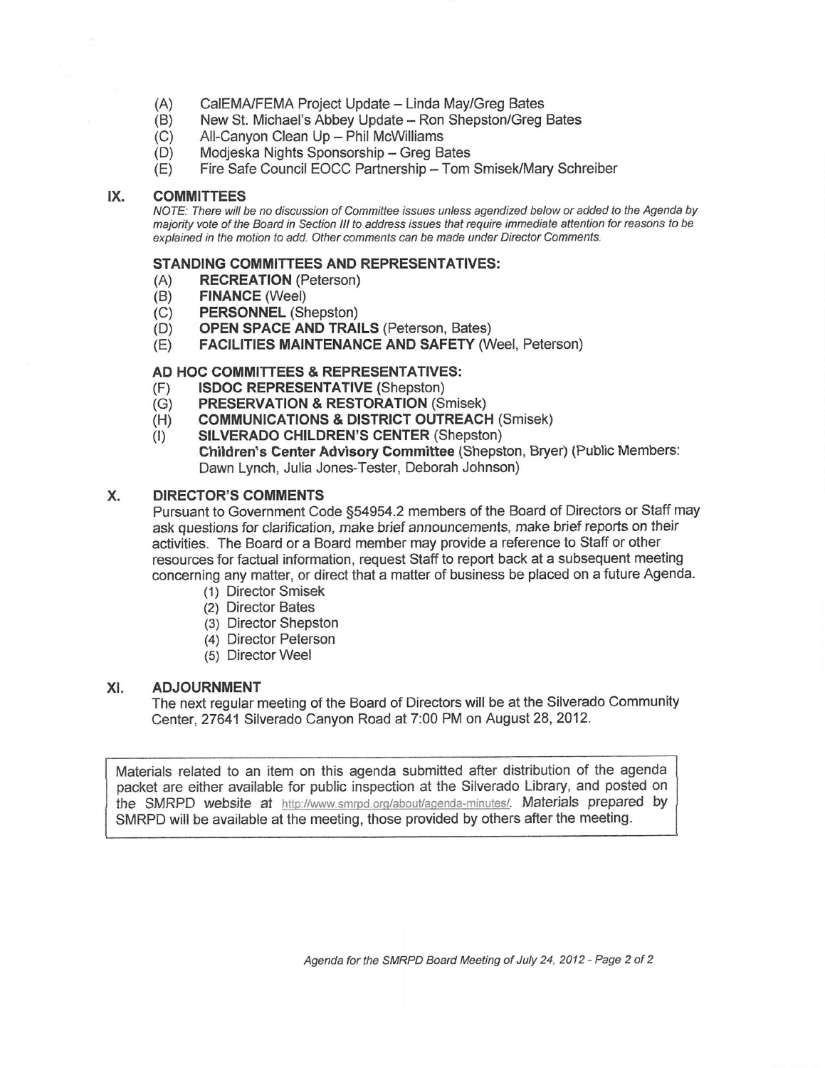(A) CalEMA/FEMA Project Update – Linda May/Greg Bates
(B) New St. Michael's Abbey Update – Ron Shepston/Greg Bates
(C) All-Canyon Clean Up – Phil McWilliams
(D) Modjeska Nights Sponsorship – Greg Bates
(E) Fire Safe Council EOCC Partnership – Tom Smisek/Mary Schreiber

## IX. COMMITTEES

*NOTE: There will be no discussion of Committee issues unless agendized below or added to the Agenda by majority vote of the Board in Section III to address issues that require immediate attention for reasons to be explained in the motion to add. Other comments can be made under Director Comments.*

### STANDING COMMITTEES AND REPRESENTATIVES:

(A) **RECREATION** (Peterson)
(B) **FINANCE** (Weel)
(C) **PERSONNEL** (Shepston)
(D) **OPEN SPACE AND TRAILS** (Peterson, Bates)
(E) **FACILITIES MAINTENANCE AND SAFETY** (Weel, Peterson)

### AD HOC COMMITTEES & REPRESENTATIVES:

(F) **ISDOC REPRESENTATIVE** (Shepston)
(G) **PRESERVATION & RESTORATION** (Smisek)
(H) **COMMUNICATIONS & DISTRICT OUTREACH** (Smisek)
(I) **SILVERADO CHILDREN'S CENTER** (Shepston)
**Children's Center Advisory Committee** (Shepston, Bryer) (Public Members: Dawn Lynch, Julia Jones-Tester, Deborah Johnson)

## X. DIRECTOR'S COMMENTS

Pursuant to Government Code §54954.2 members of the Board of Directors or Staff may ask questions for clarification, make brief announcements, make brief reports on their activities. The Board or a Board member may provide a reference to Staff or other resources for factual information, request Staff to report back at a subsequent meeting concerning any matter, or direct that a matter of business be placed on a future Agenda.

(1) Director Smisek
(2) Director Bates
(3) Director Shepston
(4) Director Peterson
(5) Director Weel

## XI. ADJOURNMENT

The next regular meeting of the Board of Directors will be at the Silverado Community Center, 27641 Silverado Canyon Road at 7:00 PM on August 28, 2012.

Materials related to an item on this agenda submitted after distribution of the agenda packet are either available for public inspection at the Silverado Library, and posted on the SMRPD website at http://www.smrpd.org/about/agenda-minutes/. Materials prepared by SMRPD will be available at the meeting, those provided by others after the meeting.